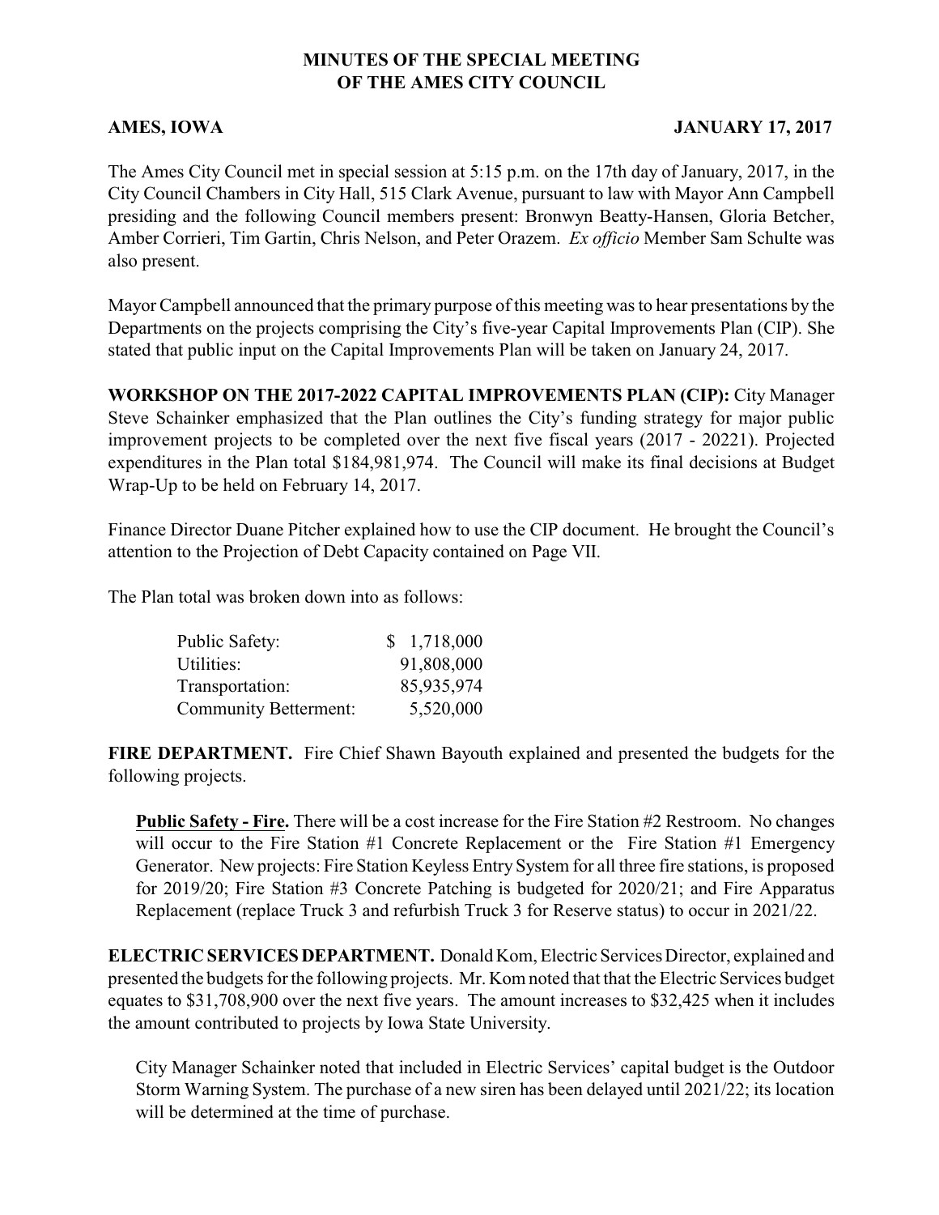# MINUTES OF THE SPECIAL MEETING OF THE AMES CITY COUNCIL

**AMES, IOWA** **JANUARY 17, 2017**

The Ames City Council met in special session at 5:15 p.m. on the 17th day of January, 2017, in the City Council Chambers in City Hall, 515 Clark Avenue, pursuant to law with Mayor Ann Campbell presiding and the following Council members present: Bronwyn Beatty-Hansen, Gloria Betcher, Amber Corrieri, Tim Gartin, Chris Nelson, and Peter Orazem. *Ex officio* Member Sam Schulte was also present.

Mayor Campbell announced that the primary purpose of this meeting was to hear presentations by the Departments on the projects comprising the City's five-year Capital Improvements Plan (CIP). She stated that public input on the Capital Improvements Plan will be taken on January 24, 2017.

**WORKSHOP ON THE 2017-2022 CAPITAL IMPROVEMENTS PLAN (CIP):** City Manager Steve Schainker emphasized that the Plan outlines the City's funding strategy for major public improvement projects to be completed over the next five fiscal years (2017 - 20221). Projected expenditures in the Plan total $184,981,974. The Council will make its final decisions at Budget Wrap-Up to be held on February 14, 2017.

Finance Director Duane Pitcher explained how to use the CIP document. He brought the Council's attention to the Projection of Debt Capacity contained on Page VII.

The Plan total was broken down into as follows:

| | |
|---|---|
| Public Safety: | $ 1,718,000 |
| Utilities: | 91,808,000 |
| Transportation: | 85,935,974 |
| Community Betterment: | 5,520,000 |

**FIRE DEPARTMENT.** Fire Chief Shawn Bayouth explained and presented the budgets for the following projects.

**Public Safety - Fire.** There will be a cost increase for the Fire Station #2 Restroom. No changes will occur to the Fire Station #1 Concrete Replacement or the Fire Station #1 Emergency Generator. New projects: Fire Station Keyless Entry System for all three fire stations, is proposed for 2019/20; Fire Station #3 Concrete Patching is budgeted for 2020/21; and Fire Apparatus Replacement (replace Truck 3 and refurbish Truck 3 for Reserve status) to occur in 2021/22.

**ELECTRIC SERVICES DEPARTMENT.** Donald Kom, Electric Services Director, explained and presented the budgets for the following projects. Mr. Kom noted that that the Electric Services budget equates to $31,708,900 over the next five years. The amount increases to $32,425 when it includes the amount contributed to projects by Iowa State University.

City Manager Schainker noted that included in Electric Services' capital budget is the Outdoor Storm Warning System. The purchase of a new siren has been delayed until 2021/22; its location will be determined at the time of purchase.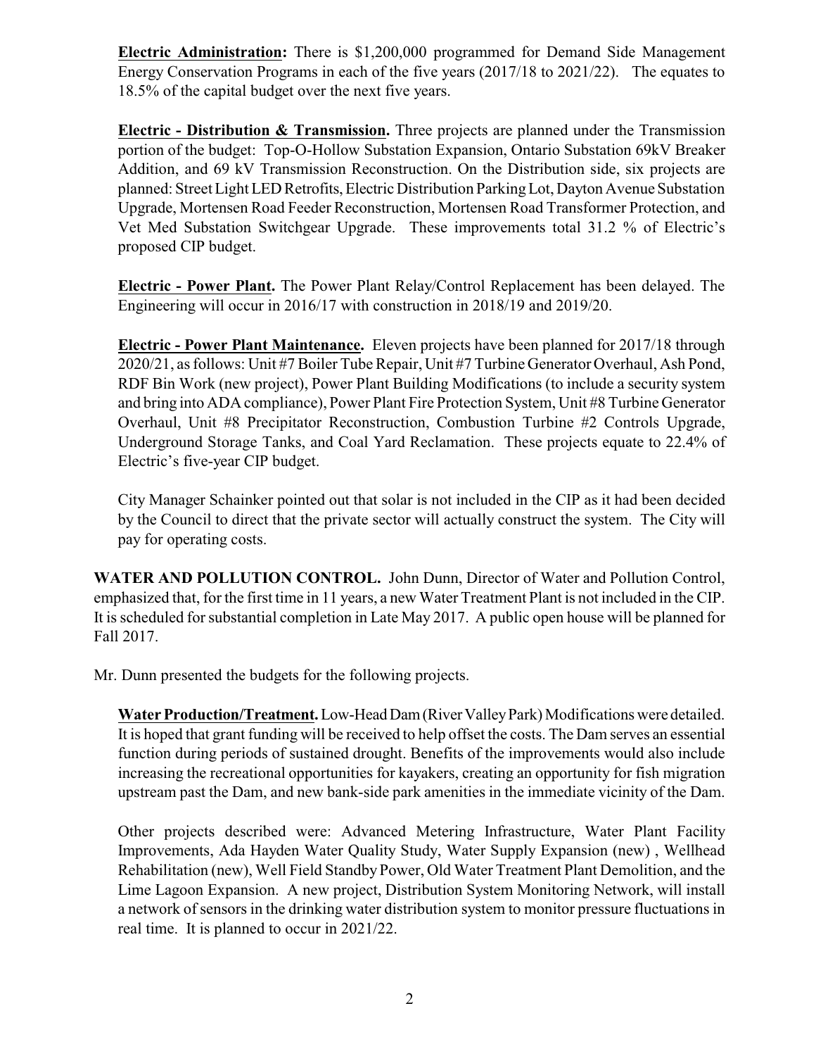**Electric Administration:** There is $1,200,000 programmed for Demand Side Management Energy Conservation Programs in each of the five years (2017/18 to 2021/22). The equates to 18.5% of the capital budget over the next five years.

**Electric - Distribution & Transmission.** Three projects are planned under the Transmission portion of the budget: Top-O-Hollow Substation Expansion, Ontario Substation 69kV Breaker Addition, and 69 kV Transmission Reconstruction. On the Distribution side, six projects are planned: Street Light LED Retrofits, Electric Distribution Parking Lot, Dayton Avenue Substation Upgrade, Mortensen Road Feeder Reconstruction, Mortensen Road Transformer Protection, and Vet Med Substation Switchgear Upgrade. These improvements total 31.2 % of Electric's proposed CIP budget.

**Electric - Power Plant.** The Power Plant Relay/Control Replacement has been delayed. The Engineering will occur in 2016/17 with construction in 2018/19 and 2019/20.

**Electric - Power Plant Maintenance.** Eleven projects have been planned for 2017/18 through 2020/21, as follows: Unit #7 Boiler Tube Repair, Unit #7 Turbine Generator Overhaul, Ash Pond, RDF Bin Work (new project), Power Plant Building Modifications (to include a security system and bring into ADA compliance), Power Plant Fire Protection System, Unit #8 Turbine Generator Overhaul, Unit #8 Precipitator Reconstruction, Combustion Turbine #2 Controls Upgrade, Underground Storage Tanks, and Coal Yard Reclamation. These projects equate to 22.4% of Electric's five-year CIP budget.

City Manager Schainker pointed out that solar is not included in the CIP as it had been decided by the Council to direct that the private sector will actually construct the system. The City will pay for operating costs.

**WATER AND POLLUTION CONTROL.** John Dunn, Director of Water and Pollution Control, emphasized that, for the first time in 11 years, a new Water Treatment Plant is not included in the CIP. It is scheduled for substantial completion in Late May 2017. A public open house will be planned for Fall 2017.

Mr. Dunn presented the budgets for the following projects.

**Water Production/Treatment.** Low-Head Dam (River Valley Park) Modifications were detailed. It is hoped that grant funding will be received to help offset the costs. The Dam serves an essential function during periods of sustained drought. Benefits of the improvements would also include increasing the recreational opportunities for kayakers, creating an opportunity for fish migration upstream past the Dam, and new bank-side park amenities in the immediate vicinity of the Dam.

Other projects described were: Advanced Metering Infrastructure, Water Plant Facility Improvements, Ada Hayden Water Quality Study, Water Supply Expansion (new) , Wellhead Rehabilitation (new), Well Field Standby Power, Old Water Treatment Plant Demolition, and the Lime Lagoon Expansion. A new project, Distribution System Monitoring Network, will install a network of sensors in the drinking water distribution system to monitor pressure fluctuations in real time. It is planned to occur in 2021/22.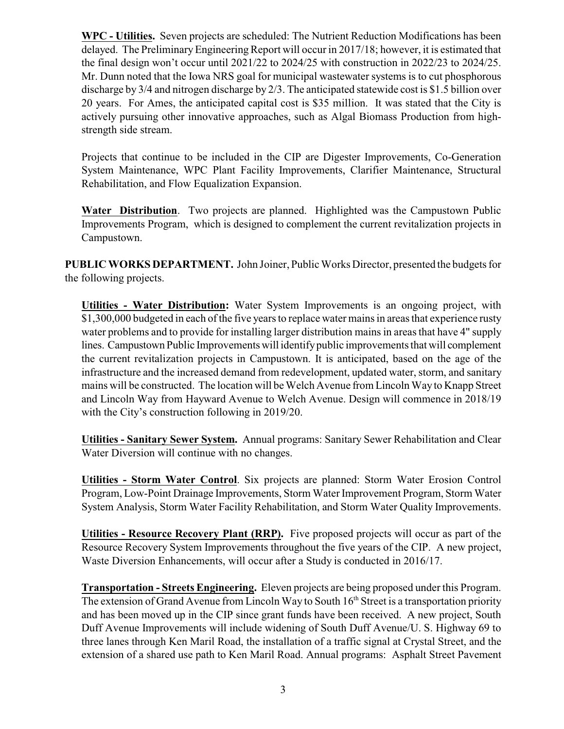**WPC - Utilities.** Seven projects are scheduled: The Nutrient Reduction Modifications has been delayed. The Preliminary Engineering Report will occur in 2017/18; however, it is estimated that the final design won't occur until 2021/22 to 2024/25 with construction in 2022/23 to 2024/25. Mr. Dunn noted that the Iowa NRS goal for municipal wastewater systems is to cut phosphorous discharge by 3/4 and nitrogen discharge by 2/3. The anticipated statewide cost is $1.5 billion over 20 years. For Ames, the anticipated capital cost is $35 million. It was stated that the City is actively pursuing other innovative approaches, such as Algal Biomass Production from high-strength side stream.

Projects that continue to be included in the CIP are Digester Improvements, Co-Generation System Maintenance, WPC Plant Facility Improvements, Clarifier Maintenance, Structural Rehabilitation, and Flow Equalization Expansion.

**Water Distribution**. Two projects are planned. Highlighted was the Campustown Public Improvements Program, which is designed to complement the current revitalization projects in Campustown.

**PUBLIC WORKS DEPARTMENT.** John Joiner, Public Works Director, presented the budgets for the following projects.

**Utilities - Water Distribution:** Water System Improvements is an ongoing project, with $1,300,000 budgeted in each of the five years to replace water mains in areas that experience rusty water problems and to provide for installing larger distribution mains in areas that have 4" supply lines. Campustown Public Improvements will identify public improvements that will complement the current revitalization projects in Campustown. It is anticipated, based on the age of the infrastructure and the increased demand from redevelopment, updated water, storm, and sanitary mains will be constructed. The location will be Welch Avenue from Lincoln Way to Knapp Street and Lincoln Way from Hayward Avenue to Welch Avenue. Design will commence in 2018/19 with the City's construction following in 2019/20.

**Utilities - Sanitary Sewer System.** Annual programs: Sanitary Sewer Rehabilitation and Clear Water Diversion will continue with no changes.

**Utilities - Storm Water Control**. Six projects are planned: Storm Water Erosion Control Program, Low-Point Drainage Improvements, Storm Water Improvement Program, Storm Water System Analysis, Storm Water Facility Rehabilitation, and Storm Water Quality Improvements.

**Utilities - Resource Recovery Plant (RRP).** Five proposed projects will occur as part of the Resource Recovery System Improvements throughout the five years of the CIP. A new project, Waste Diversion Enhancements, will occur after a Study is conducted in 2016/17.

**Transportation - Streets Engineering.** Eleven projects are being proposed under this Program. The extension of Grand Avenue from Lincoln Way to South 16th Street is a transportation priority and has been moved up in the CIP since grant funds have been received. A new project, South Duff Avenue Improvements will include widening of South Duff Avenue/U. S. Highway 69 to three lanes through Ken Maril Road, the installation of a traffic signal at Crystal Street, and the extension of a shared use path to Ken Maril Road. Annual programs: Asphalt Street Pavement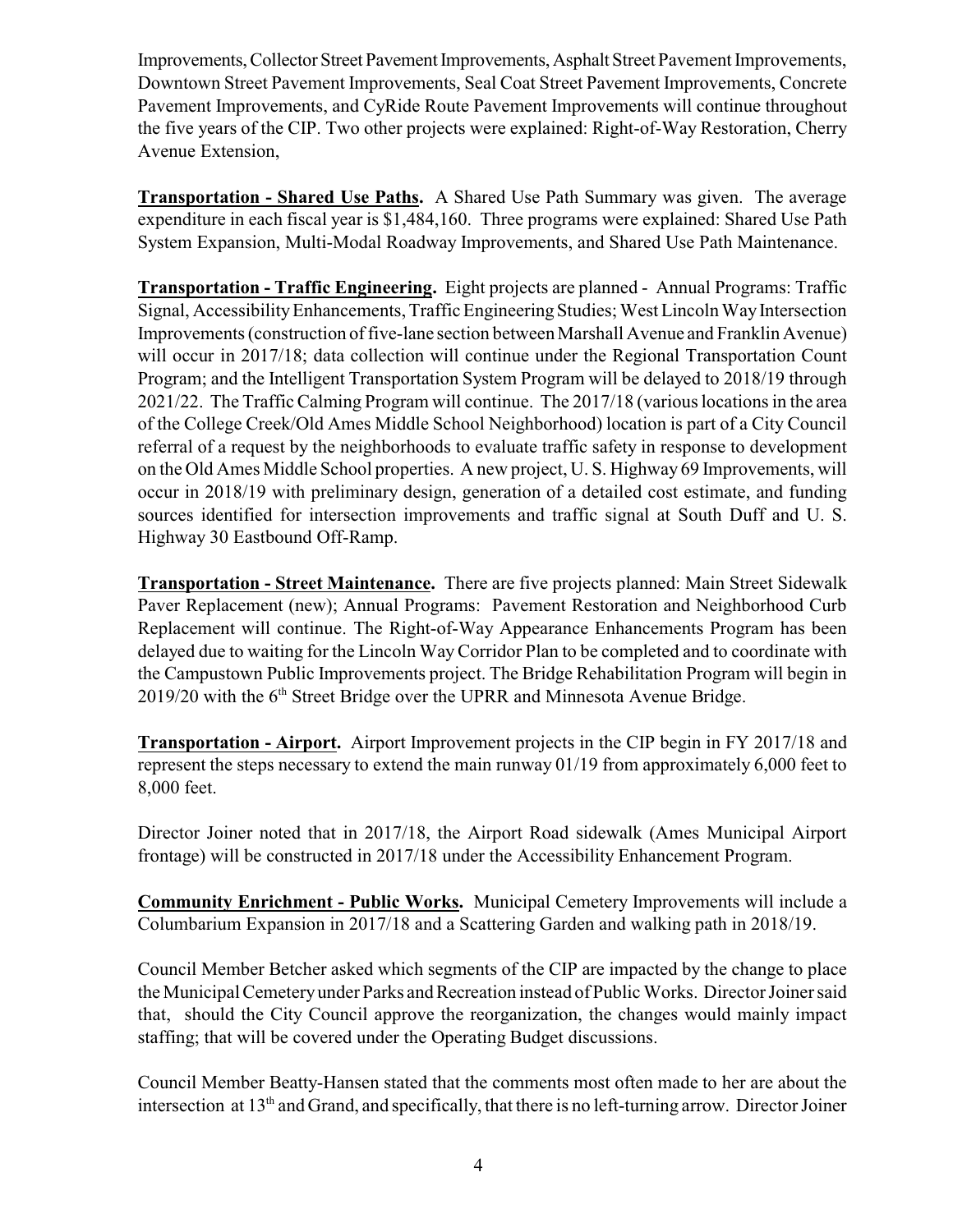Improvements, Collector Street Pavement Improvements, Asphalt Street Pavement Improvements, Downtown Street Pavement Improvements, Seal Coat Street Pavement Improvements, Concrete Pavement Improvements, and CyRide Route Pavement Improvements will continue throughout the five years of the CIP. Two other projects were explained: Right-of-Way Restoration, Cherry Avenue Extension,

**Transportation - Shared Use Paths.** A Shared Use Path Summary was given. The average expenditure in each fiscal year is $1,484,160. Three programs were explained: Shared Use Path System Expansion, Multi-Modal Roadway Improvements, and Shared Use Path Maintenance.

**Transportation - Traffic Engineering.** Eight projects are planned - Annual Programs: Traffic Signal, Accessibility Enhancements, Traffic Engineering Studies; West Lincoln Way Intersection Improvements (construction of five-lane section between Marshall Avenue and Franklin Avenue) will occur in 2017/18; data collection will continue under the Regional Transportation Count Program; and the Intelligent Transportation System Program will be delayed to 2018/19 through 2021/22. The Traffic Calming Program will continue. The 2017/18 (various locations in the area of the College Creek/Old Ames Middle School Neighborhood) location is part of a City Council referral of a request by the neighborhoods to evaluate traffic safety in response to development on the Old Ames Middle School properties. A new project, U. S. Highway 69 Improvements, will occur in 2018/19 with preliminary design, generation of a detailed cost estimate, and funding sources identified for intersection improvements and traffic signal at South Duff and U. S. Highway 30 Eastbound Off-Ramp.

**Transportation - Street Maintenance.** There are five projects planned: Main Street Sidewalk Paver Replacement (new); Annual Programs: Pavement Restoration and Neighborhood Curb Replacement will continue. The Right-of-Way Appearance Enhancements Program has been delayed due to waiting for the Lincoln Way Corridor Plan to be completed and to coordinate with the Campustown Public Improvements project. The Bridge Rehabilitation Program will begin in 2019/20 with the 6th Street Bridge over the UPRR and Minnesota Avenue Bridge.

**Transportation - Airport.** Airport Improvement projects in the CIP begin in FY 2017/18 and represent the steps necessary to extend the main runway 01/19 from approximately 6,000 feet to 8,000 feet.

Director Joiner noted that in 2017/18, the Airport Road sidewalk (Ames Municipal Airport frontage) will be constructed in 2017/18 under the Accessibility Enhancement Program.

**Community Enrichment - Public Works.** Municipal Cemetery Improvements will include a Columbarium Expansion in 2017/18 and a Scattering Garden and walking path in 2018/19.

Council Member Betcher asked which segments of the CIP are impacted by the change to place the Municipal Cemetery under Parks and Recreation instead of Public Works. Director Joiner said that, should the City Council approve the reorganization, the changes would mainly impact staffing; that will be covered under the Operating Budget discussions.

Council Member Beatty-Hansen stated that the comments most often made to her are about the intersection at 13th and Grand, and specifically, that there is no left-turning arrow. Director Joiner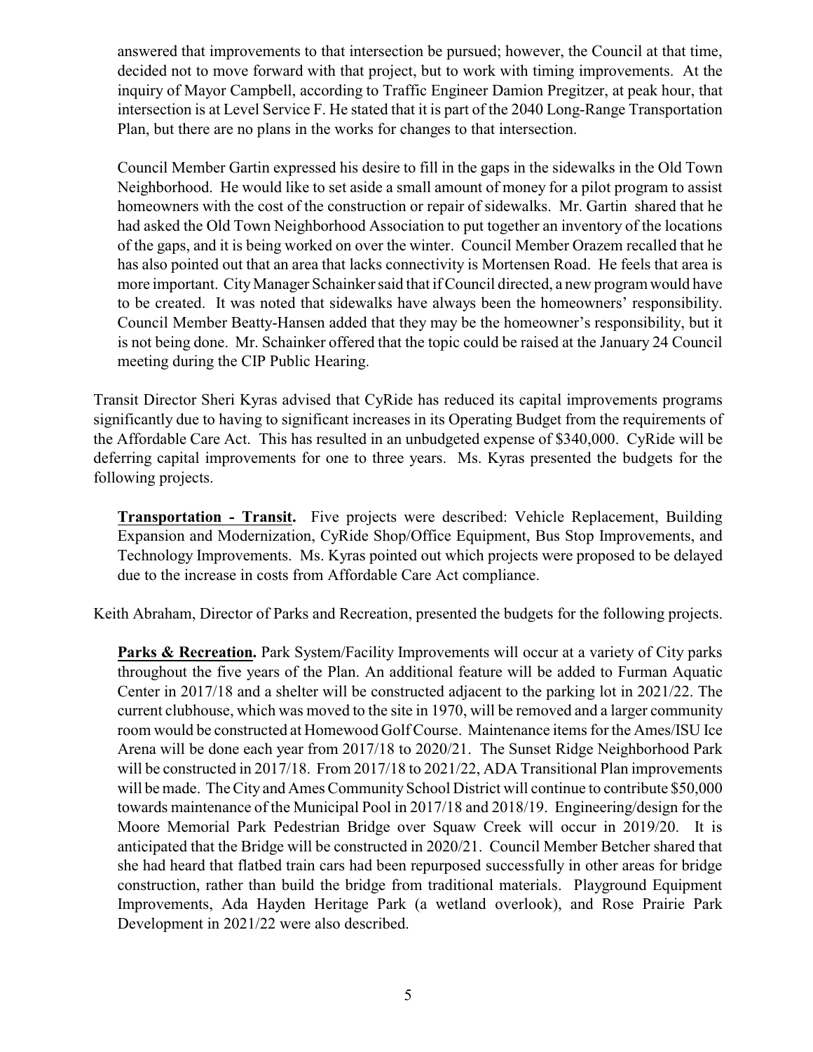answered that improvements to that intersection be pursued; however, the Council at that time, decided not to move forward with that project, but to work with timing improvements. At the inquiry of Mayor Campbell, according to Traffic Engineer Damion Pregitzer, at peak hour, that intersection is at Level Service F. He stated that it is part of the 2040 Long-Range Transportation Plan, but there are no plans in the works for changes to that intersection.

Council Member Gartin expressed his desire to fill in the gaps in the sidewalks in the Old Town Neighborhood. He would like to set aside a small amount of money for a pilot program to assist homeowners with the cost of the construction or repair of sidewalks. Mr. Gartin shared that he had asked the Old Town Neighborhood Association to put together an inventory of the locations of the gaps, and it is being worked on over the winter. Council Member Orazem recalled that he has also pointed out that an area that lacks connectivity is Mortensen Road. He feels that area is more important. City Manager Schainker said that if Council directed, a new program would have to be created. It was noted that sidewalks have always been the homeowners' responsibility. Council Member Beatty-Hansen added that they may be the homeowner's responsibility, but it is not being done. Mr. Schainker offered that the topic could be raised at the January 24 Council meeting during the CIP Public Hearing.

Transit Director Sheri Kyras advised that CyRide has reduced its capital improvements programs significantly due to having to significant increases in its Operating Budget from the requirements of the Affordable Care Act. This has resulted in an unbudgeted expense of $340,000. CyRide will be deferring capital improvements for one to three years. Ms. Kyras presented the budgets for the following projects.

**Transportation - Transit.** Five projects were described: Vehicle Replacement, Building Expansion and Modernization, CyRide Shop/Office Equipment, Bus Stop Improvements, and Technology Improvements. Ms. Kyras pointed out which projects were proposed to be delayed due to the increase in costs from Affordable Care Act compliance.

Keith Abraham, Director of Parks and Recreation, presented the budgets for the following projects.

**Parks & Recreation.** Park System/Facility Improvements will occur at a variety of City parks throughout the five years of the Plan. An additional feature will be added to Furman Aquatic Center in 2017/18 and a shelter will be constructed adjacent to the parking lot in 2021/22. The current clubhouse, which was moved to the site in 1970, will be removed and a larger community room would be constructed at Homewood Golf Course. Maintenance items for the Ames/ISU Ice Arena will be done each year from 2017/18 to 2020/21. The Sunset Ridge Neighborhood Park will be constructed in 2017/18. From 2017/18 to 2021/22, ADA Transitional Plan improvements will be made. The City and Ames Community School District will continue to contribute $50,000 towards maintenance of the Municipal Pool in 2017/18 and 2018/19. Engineering/design for the Moore Memorial Park Pedestrian Bridge over Squaw Creek will occur in 2019/20. It is anticipated that the Bridge will be constructed in 2020/21. Council Member Betcher shared that she had heard that flatbed train cars had been repurposed successfully in other areas for bridge construction, rather than build the bridge from traditional materials. Playground Equipment Improvements, Ada Hayden Heritage Park (a wetland overlook), and Rose Prairie Park Development in 2021/22 were also described.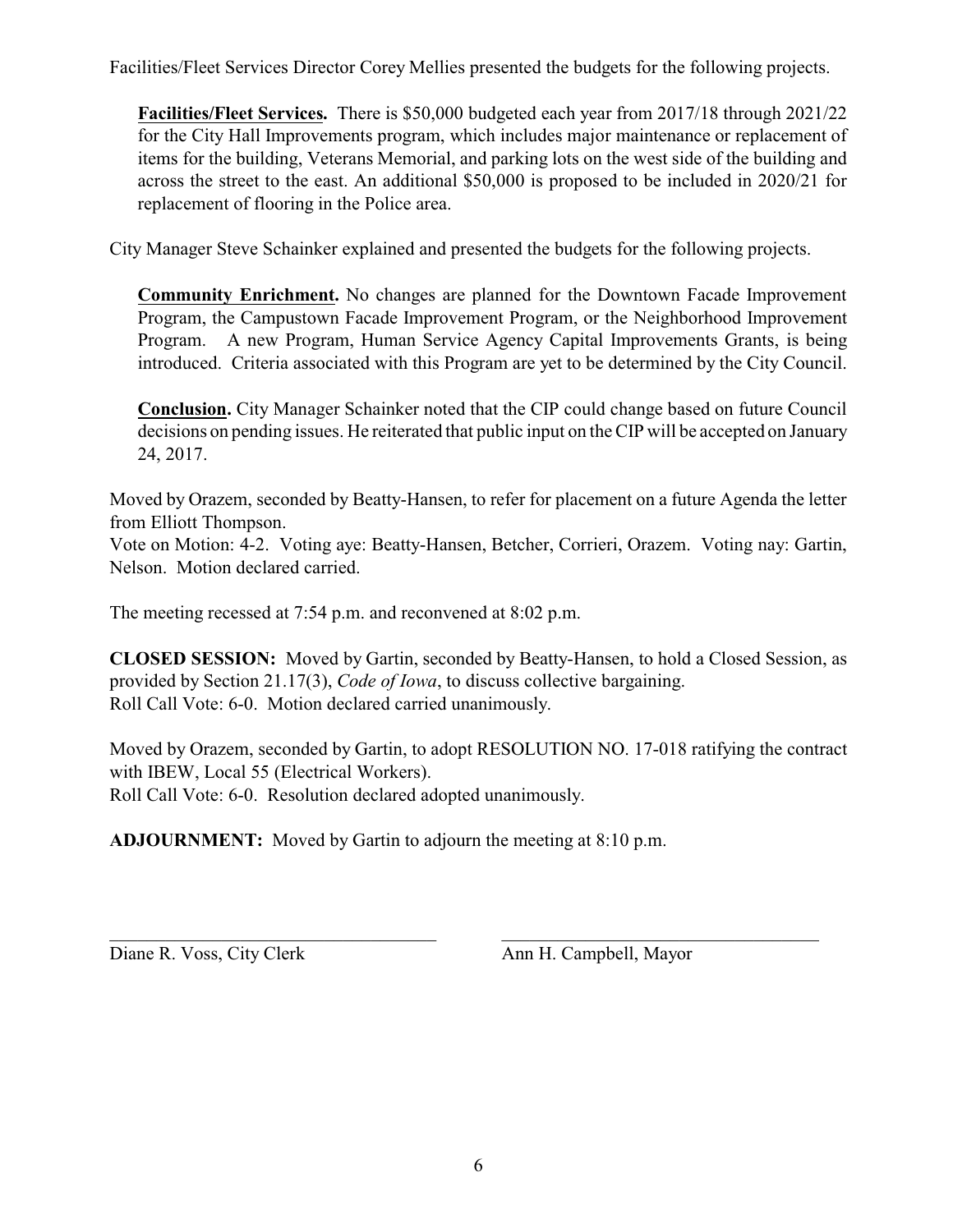Facilities/Fleet Services Director Corey Mellies presented the budgets for the following projects.

**Facilities/Fleet Services.** There is $50,000 budgeted each year from 2017/18 through 2021/22 for the City Hall Improvements program, which includes major maintenance or replacement of items for the building, Veterans Memorial, and parking lots on the west side of the building and across the street to the east. An additional $50,000 is proposed to be included in 2020/21 for replacement of flooring in the Police area.

City Manager Steve Schainker explained and presented the budgets for the following projects.

**Community Enrichment.** No changes are planned for the Downtown Facade Improvement Program, the Campustown Facade Improvement Program, or the Neighborhood Improvement Program. A new Program, Human Service Agency Capital Improvements Grants, is being introduced. Criteria associated with this Program are yet to be determined by the City Council.

**Conclusion.** City Manager Schainker noted that the CIP could change based on future Council decisions on pending issues. He reiterated that public input on the CIP will be accepted on January 24, 2017.

Moved by Orazem, seconded by Beatty-Hansen, to refer for placement on a future Agenda the letter from Elliott Thompson.
Vote on Motion: 4-2. Voting aye: Beatty-Hansen, Betcher, Corrieri, Orazem. Voting nay: Gartin, Nelson. Motion declared carried.

The meeting recessed at 7:54 p.m. and reconvened at 8:02 p.m.

**CLOSED SESSION:** Moved by Gartin, seconded by Beatty-Hansen, to hold a Closed Session, as provided by Section 21.17(3), *Code of Iowa*, to discuss collective bargaining.
Roll Call Vote: 6-0. Motion declared carried unanimously.

Moved by Orazem, seconded by Gartin, to adopt RESOLUTION NO. 17-018 ratifying the contract with IBEW, Local 55 (Electrical Workers).
Roll Call Vote: 6-0. Resolution declared adopted unanimously.

**ADJOURNMENT:** Moved by Gartin to adjourn the meeting at 8:10 p.m.

\_\_\_\_\_\_\_\_\_\_\_\_\_\_\_\_\_\_\_\_\_\_\_\_\_\_\_\_\_\_\_\_\_\_\_\_ \_\_\_\_\_\_\_\_\_\_\_\_\_\_\_\_\_\_\_\_\_\_\_\_\_\_\_\_\_\_\_\_\_\_\_\_

Diane R. Voss, City Clerk Ann H. Campbell, Mayor